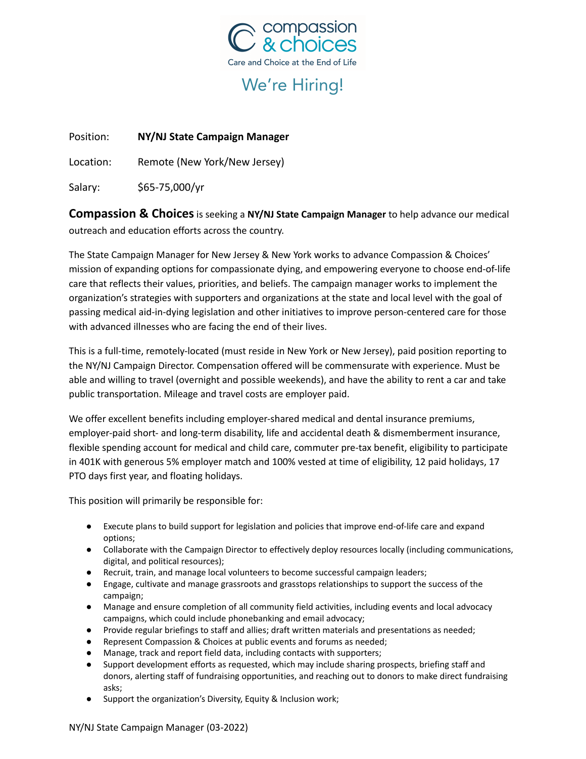compassion & choices

Care and Choice at the End of Life

# We're Hiring!

Position: **NY/NJ State Campaign Manager**

Location: Remote (New York/New Jersey)

Salary: $65-75,000/yr

**Compassion & Choices** is seeking a **NY/NJ State Campaign Manager** to help advance our medical outreach and education efforts across the country.

The State Campaign Manager for New Jersey & New York works to advance Compassion & Choices' mission of expanding options for compassionate dying, and empowering everyone to choose end-of-life care that reflects their values, priorities, and beliefs. The campaign manager works to implement the organization's strategies with supporters and organizations at the state and local level with the goal of passing medical aid-in-dying legislation and other initiatives to improve person-centered care for those with advanced illnesses who are facing the end of their lives.

This is a full-time, remotely-located (must reside in New York or New Jersey), paid position reporting to the NY/NJ Campaign Director. Compensation offered will be commensurate with experience. Must be able and willing to travel (overnight and possible weekends), and have the ability to rent a car and take public transportation. Mileage and travel costs are employer paid.

We offer excellent benefits including employer-shared medical and dental insurance premiums, employer-paid short- and long-term disability, life and accidental death & dismemberment insurance, flexible spending account for medical and child care, commuter pre-tax benefit, eligibility to participate in 401K with generous 5% employer match and 100% vested at time of eligibility, 12 paid holidays, 17 PTO days first year, and floating holidays.

This position will primarily be responsible for:

- Execute plans to build support for legislation and policies that improve end-of-life care and expand options;
- Collaborate with the Campaign Director to effectively deploy resources locally (including communications, digital, and political resources);
- Recruit, train, and manage local volunteers to become successful campaign leaders;
- Engage, cultivate and manage grassroots and grasstops relationships to support the success of the campaign;
- Manage and ensure completion of all community field activities, including events and local advocacy campaigns, which could include phonebanking and email advocacy;
- Provide regular briefings to staff and allies; draft written materials and presentations as needed;
- Represent Compassion & Choices at public events and forums as needed;
- Manage, track and report field data, including contacts with supporters;
- Support development efforts as requested, which may include sharing prospects, briefing staff and donors, alerting staff of fundraising opportunities, and reaching out to donors to make direct fundraising asks;
- Support the organization's Diversity, Equity & Inclusion work;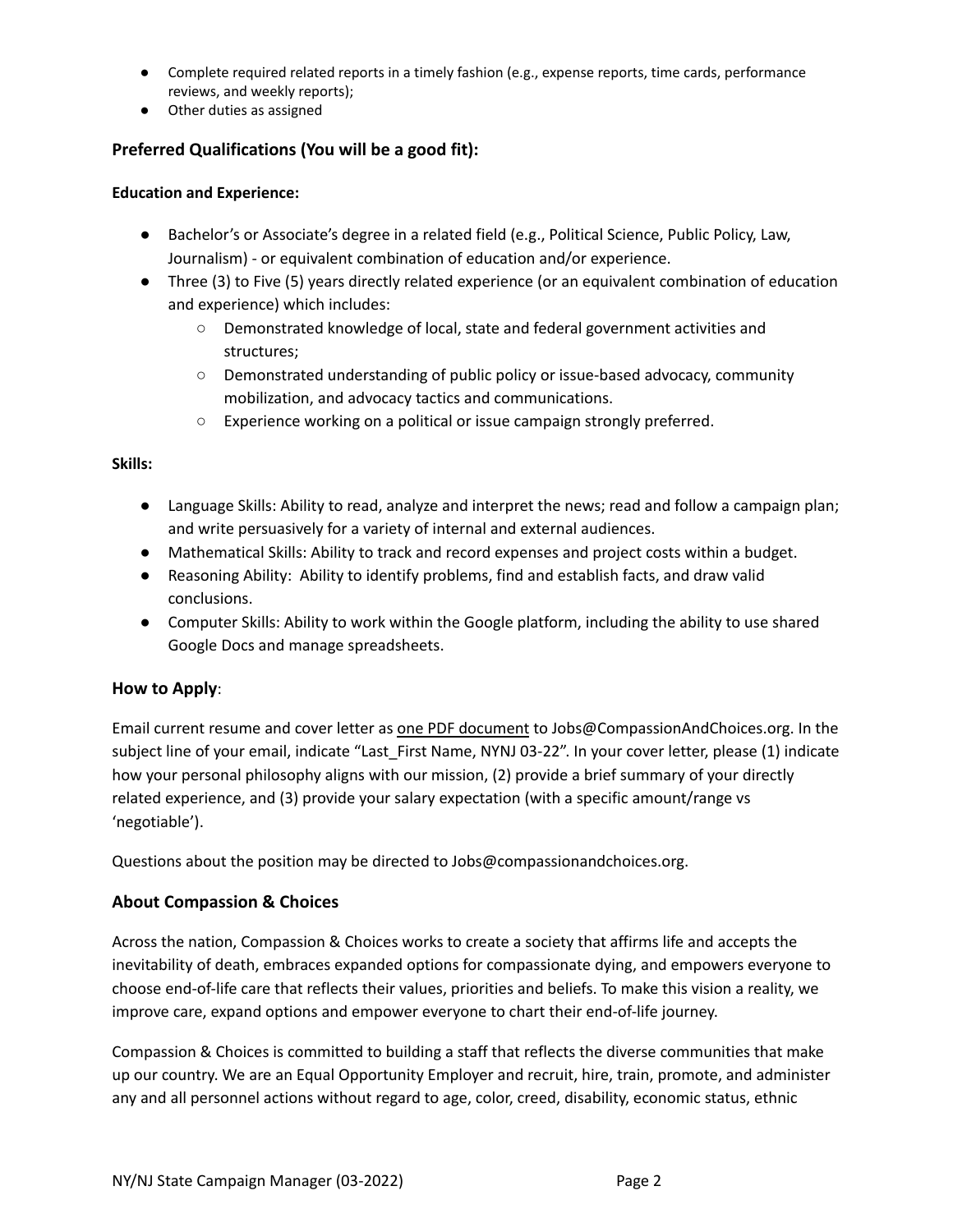- Complete required related reports in a timely fashion (e.g., expense reports, time cards, performance reviews, and weekly reports);
- Other duties as assigned

### Preferred Qualifications (You will be a good fit):

**Education and Experience:**

- Bachelor's or Associate's degree in a related field (e.g., Political Science, Public Policy, Law, Journalism) - or equivalent combination of education and/or experience.
- Three (3) to Five (5) years directly related experience (or an equivalent combination of education and experience) which includes:
  - Demonstrated knowledge of local, state and federal government activities and structures;
  - Demonstrated understanding of public policy or issue-based advocacy, community mobilization, and advocacy tactics and communications.
  - Experience working on a political or issue campaign strongly preferred.

**Skills:**

- Language Skills: Ability to read, analyze and interpret the news; read and follow a campaign plan; and write persuasively for a variety of internal and external audiences.
- Mathematical Skills: Ability to track and record expenses and project costs within a budget.
- Reasoning Ability: Ability to identify problems, find and establish facts, and draw valid conclusions.
- Computer Skills: Ability to work within the Google platform, including the ability to use shared Google Docs and manage spreadsheets.

### How to Apply:

Email current resume and cover letter as one PDF document to Jobs@CompassionAndChoices.org. In the subject line of your email, indicate "Last_First Name, NYNJ 03-22". In your cover letter, please (1) indicate how your personal philosophy aligns with our mission, (2) provide a brief summary of your directly related experience, and (3) provide your salary expectation (with a specific amount/range vs 'negotiable').

Questions about the position may be directed to Jobs@compassionandchoices.org.

### About Compassion & Choices

Across the nation, Compassion & Choices works to create a society that affirms life and accepts the inevitability of death, embraces expanded options for compassionate dying, and empowers everyone to choose end-of-life care that reflects their values, priorities and beliefs. To make this vision a reality, we improve care, expand options and empower everyone to chart their end-of-life journey.

Compassion & Choices is committed to building a staff that reflects the diverse communities that make up our country. We are an Equal Opportunity Employer and recruit, hire, train, promote, and administer any and all personnel actions without regard to age, color, creed, disability, economic status, ethnic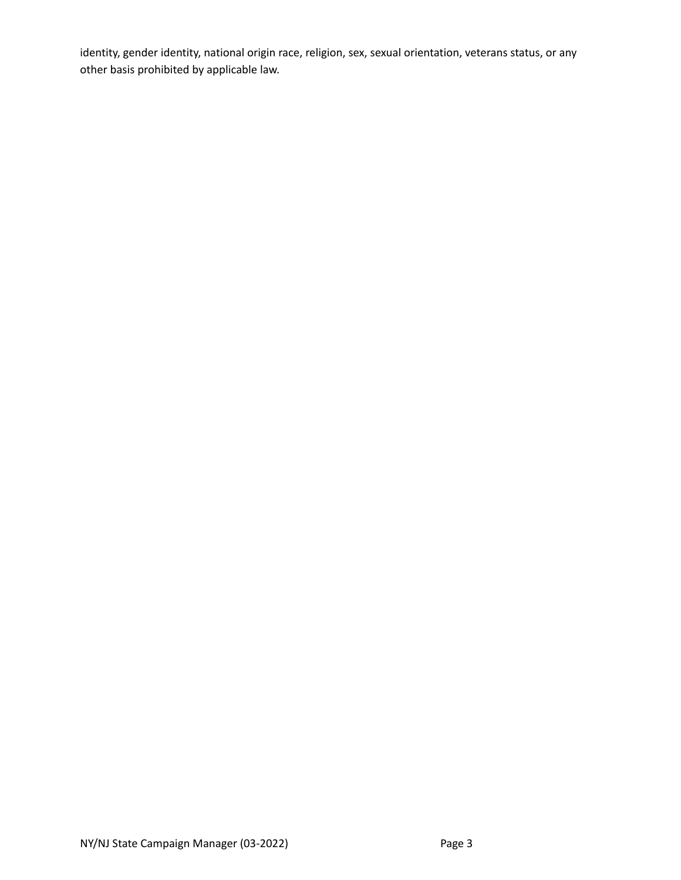identity, gender identity, national origin race, religion, sex, sexual orientation, veterans status, or any other basis prohibited by applicable law.